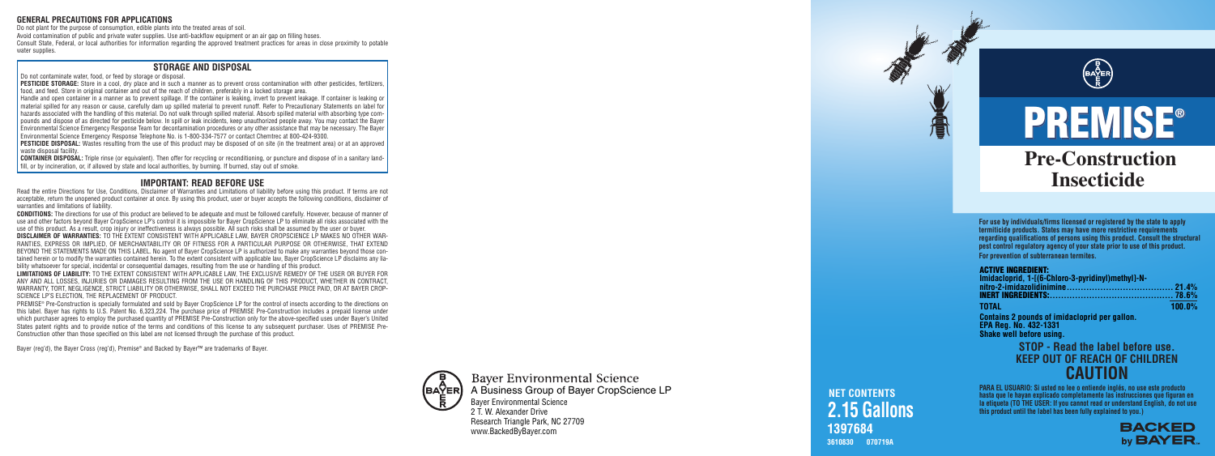## GENERAL PRECAUTIONS FOR APPLICATIONS

Do not plant for the purpose of consumption, edible plants into the treated areas of soil.

Avoid contamination of public and private water supplies. Use anti-backflow equipment or an air gap on filling hoses.

Consult State, Federal, or local authorities for information regarding the approved treatment practices for areas in close proximity to potable water supplies.

## STORAGE AND DISPOSAL

Do not contaminate water, food, or feed by storage or disposal.

**PESTICIDE STORAGE:** Store in a cool, dry place and in such a manner as to prevent cross contamination with other pesticides, fertilizers, food, and feed. Store in original container and out of the reach of children, preferably in a locked storage area.

Handle and open container in a manner as to prevent spillage. If the container is leaking, invert to prevent leakage. If container is leaking or material spilled for any reason or cause, carefully dam up spilled material to prevent runoff. Refer to Precautionary Statements on label for hazards associated with the handling of this material. Do not walk through spilled material. Absorb spilled material with absorbing type compounds and dispose of as directed for pesticide below. In spill or leak incidents, keep unauthorized people away. You may contact the Bayer Environmental Science Emergency Response Team for decontamination procedures or any other assistance that may be necessary. The Bayer Environmental Science Emergency Response Telephone No. is 1-800-334-7577 or contact Chemtrec at 800-424-9300.

**PESTICIDE DISPOSAL:** Wastes resulting from the use of this product may be disposed of on site (in the treatment area) or at an approved waste disposal facility.

**CONTAINER DISPOSAL:** Triple rinse (or equivalent). Then offer for recycling or reconditioning, or puncture and dispose of in a sanitary landfill, or by incineration, or, if allowed by state and local authorities, by burning. If burned, stay out of smoke.

## IMPORTANT: READ BEFORE USE

Read the entire Directions for Use, Conditions, Disclaimer of Warranties and Limitations of liability before using this product. If terms are not acceptable, return the unopened product container at once. By using this product, user or buyer accepts the following conditions, disclaimer of warranties and limitations of liability.

**CONDITIONS:** The directions for use of this product are believed to be adequate and must be followed carefully. However, because of manner of use and other factors beyond Bayer CropScience LP's control it is impossible for Bayer CropScience LP to eliminate all risks associated with the use of this product. As a result, crop injury or ineffectiveness is always possible. All such risks shall be assumed by the user or buyer.

**DISCLAIMER OF WARRANTIES:** TO THE EXTENT CONSISTENT WITH APPLICABLE LAW, BAYER CROPSCIENCE LP MAKES NO OTHER WARRANTIES, EXPRESS OR IMPLIED, OF MERCHANTABILITY OR OF FITNESS FOR A PARTICULAR PURPOSE OR OTHERWISE, THAT EXTEND BEYOND THE STATEMENTS MADE ON THIS LABEL. No agent of Bayer CropScience LP is authorized to make any warranties beyond those contained herein or to modify the warranties contained herein. To the extent consistent with applicable law, Bayer CropScience LP disclaims any liability whatsoever for special, incidental or consequential damages, resulting from the use or handling of this product.

**LIMITATIONS OF LIABILITY:** TO THE EXTENT CONSISTENT WITH APPLICABLE LAW, THE EXCLUSIVE REMEDY OF THE USER OR BUYER FOR ANY AND ALL LOSSES, INJURIES OR DAMAGES RESULTING FROM THE USE OR HANDLING OF THIS PRODUCT, WHETHER IN CONTRACT, WARRANTY, TORT, NEGLIGENCE, STRICT LIABILITY OR OTHERWISE, SHALL NOT EXCEED THE PURCHASE PRICE PAID, OR AT BAYER CROPSCIENCE LP'S ELECTION, THE REPLACEMENT OF PRODUCT.

PREMISE® Pre-Construction is specially formulated and sold by Bayer CropScience LP for the control of insects according to the directions on this label. Bayer has rights to U.S. Patent No. 6,323,224. The purchase price of PREMISE Pre-Construction includes a prepaid license under which purchaser agrees to employ the purchased quantity of PREMISE Pre-Construction only for the above-specified uses under Bayer's United States patent rights and to provide notice of the terms and conditions of this license to any subsequent purchaser. Uses of PREMISE Pre-Construction other than those specified on this label are not licensed through the purchase of this product.

Bayer (reg'd), the Bayer Cross (reg'd), Premise® and Backed by Bayer™ are trademarks of Bayer.

**Bayer Environmental Science**
A Business Group of Bayer CropScience LP
Bayer Environmental Science
2 T. W. Alexander Drive
Research Triangle Park, NC 27709
www.BackedByBayer.com

**NET CONTENTS**
**2.15 Gallons**
**1397684**
3610830 070719A

# PREMISE®

## Pre-Construction Insecticide

**For use by individuals/firms licensed or registered by the state to apply termiticide products. States may have more restrictive requirements regarding qualifications of persons using this product. Consult the structural pest control regulatory agency of your state prior to use of this product.**

**For prevention of subterranean termites.**

**ACTIVE INGREDIENT:**

| | |
|---|---|
| Imidacloprid, 1-[(6-Chloro-3-pyridinyl)methyl]-N-nitro-2-imidazolidinimine | 21.4% |
| INERT INGREDIENTS: | 78.6% |
| TOTAL | 100.0% |

**Contains 2 pounds of imidacloprid per gallon.**
**EPA Reg. No. 432-1331**
**Shake well before using.**

**STOP - Read the label before use.**
**KEEP OUT OF REACH OF CHILDREN**

# CAUTION

**PARA EL USUARIO: Si usted no lee o entiende inglés, no use este producto hasta que le hayan explicado completamente las instrucciones que figuran en la etiqueta (TO THE USER: If you cannot read or understand English, do not use this product until the label has been fully explained to you.)**

**BACKED by BAYER™**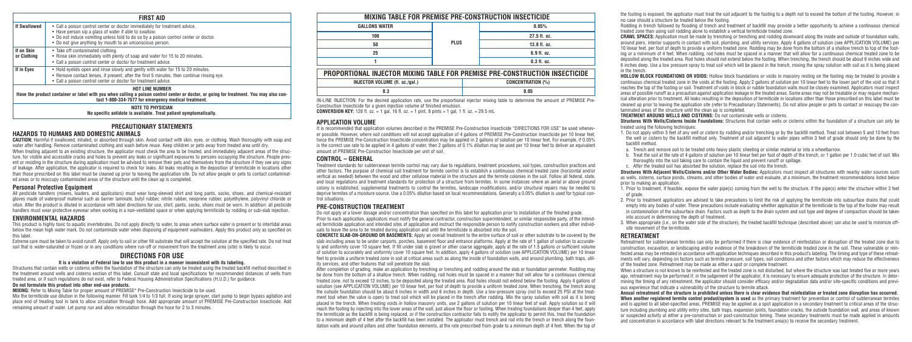## FIRST AID

| | |
|---|---|
| **If Swallowed** | • Call a poison control center or doctor immediately for treatment advice.<br>• Have person sip a glass of water if able to swallow.<br>• Do not induce vomiting unless told to do so by a poison control center or doctor.<br>• Do not give anything by mouth to an unconscious person. |
| **If on Skin or Clothing** | • Take off contaminated clothing.<br>• Rinse skin immediately with plenty of soap and water for 15 to 20 minutes.<br>• Call a poison control center or doctor for treatment advice. |
| **If in Eyes** | • Hold eyelids open and rinse slowly and gently with water for 15 to 20 minutes.<br>• Remove contact lenses, if present, after the first 5 minutes, then continue rinsing eye.<br>• Call a poison control center or doctor for treatment advice. |

**HOT LINE NUMBER**
**Have the product container or label with you when calling a poison control center or doctor, or going for treatment. You may also contact 1-800-334-7577 for emergency medical treatment.**

**NOTE TO PHYSICIAN**
**No specific antidote is available. Treat patient symptomatically.**

## PRECAUTIONARY STATEMENTS

### HAZARDS TO HUMANS AND DOMESTIC ANIMALS

**CAUTION:** Harmful if swallowed, inhaled, or absorbed through skin. Avoid contact with skin, eyes, or clothing. Wash thoroughly with soap and water after handling. Remove contaminated clothing and wash before reuse. Keep children or pets away from treated area until dry.

When treating adjacent to an existing structure, the applicator must check the area to be treated, and immediately adjacent areas of the structure, for visible and accessible cracks and holes to prevent any leaks or significant exposures to persons occupying the structure. People present or residing in the structure during application must be advised to remove their pets and themselves from the structure if they see any signs of leakage. After application, the applicator is required to check for leaks. All leaks resulting in the deposition of termiticide in locations other than those prescribed on this label must be cleaned up prior to leaving the application site. Do not allow people or pets to contact contaminated areas or to reoccupy contaminated areas of the structure until the clean up is completed.

### Personal Protective Equipment

All pesticide handlers (mixers, loaders, and applicators) must wear long-sleeved shirt and long pants, socks, shoes, and chemical-resistant gloves made of waterproof material such as barrier laminate, butyl rubber, nitrile rubber, neoprene rubber, polyethylene, polyvinyl chloride or viton. After the product is diluted in accordance with label directions for use, shirt, pants, socks, shoes must be worn. In addition: all pesticide handlers must wear protective eyewear when working in a non-ventilated space or when applying termiticide by rodding or sub-slab injection.

### ENVIRONMENTAL HAZARDS

This product is highly toxic to aquatic invertebrates. Do not apply directly to water, to areas where surface water is present or to intertidal areas below the mean high water mark. Do not contaminate water when disposing of equipment washwaters. Apply this product only as specified on this label.

Extreme care must be taken to avoid runoff. Apply only to soil or other fill substrate that will accept the solution at the specified rate. Do not treat soil that is water-saturated or frozen or in any conditions where run-off or movement from the treatment area (site) is likely to occur.

## DIRECTIONS FOR USE

**It is a violation of Federal law to use this product in a manner inconsistent with its labeling.**

Structures that contain wells or cisterns within the foundation of the structure can only be treated using the treated backfill method described in the treatment around wells and cisterns section of this label. Consult state and local specifications for recommended distances of wells from treated area, or if such regulations do not exist, refer to Federal Housing Administration Specifications (H.U.D.) for guidance.

**Do not formulate this product into other end-use products.**

**MIXING:** Refer to Mixing Table for proper amount of PREMISE® Pre-Construction Insecticide to be used.

Mix the termiticide use dilution in the following manner. Fill tank 1/4 to 1/3 full. If using large sprayer, start pump to begin bypass agitation and place end of treating tool in tank to allow circulation through hose. Add appropriate amount of PREMISE Pre-Construction Insecticide. Add remaining amount of water. Let pump run and allow recirculation through the hose for 2 to 3 minutes.

### MIXING TABLE FOR PREMISE PRE-CONSTRUCTION INSECTICIDE

| GALLONS WATER | | 0.05% |
|---|---|---|
| 100 | PLUS | 27.5 fl. oz. |
| 50 | | 13.8 fl. oz. |
| 25 | | 6.9 fl. oz. |
| 1 | | 0.3 fl. oz. |

### PROPORTIONAL INJECTOR MIXING TABLE FOR PREMISE PRE-CONSTRUCTION INSECTICIDE

| INJECTOR VOLUME (fl. oz./gal.) | CONCENTRATION (%) |
|---|---|
| 0.3 | 0.05 |

IN-LINE INJECTION: For the desired application rate, use the proportional injector mixing table to determine the amount of PREMISE Pre-Construction Insecticide for a given injection volume of finished emulsion.

**CONVERSION KEY:** 128 fl. oz. = 1 gal, 16 fl. oz. = 1 pint, 8 pints = 1 gal, 1 fl. oz. = 29.5 mL

### APPLICATION VOLUME

It is recommended that application volumes described in the PREMISE Pre-Construction Insecticide "DIRECTIONS FOR USE" be used whenever possible. However, where soil conditions will not accept application of 4 gallons of PREMISE Pre-Construction Insecticide per 10 linear feet, twice the PREMISE Pre-Construction Insecticide concentration may be applied in 2 gallons of solution per 10 linear feet. For example, if 0.05% is the correct use rate to be applied in 4 gallons of water, then 2 gallons of 0.1% dilution may be used per 10 linear feet to deliver an equivalent amount of PREMISE Pre-Construction Insecticide per unit of soil.

### CONTROL – GENERAL

Treatment standards for subterranean termite control may vary due to regulations, treatment procedures, soil types, construction practices and other factors. The purpose of chemical soil treatment for termite control is to establish a continuous chemical treated zone (horizontal and/or vertical as needed) between the wood and other cellulose material in the structure and the termite colonies in the soil. Follow all federal, state, and local regulations and treatment standards for protection of a structure from termites. In some instances where an aerial or above ground colony is established, supplemental treatments to control the termites, landscape modifications, and/or structural repairs may be needed to deprive termites of a moisture source. Use a 0.05% dilution based on local recommendations. Generally a 0.05% dilution is used for typical control situations.

### PRE-CONSTRUCTION TREATMENT

Do not apply at a lower dosage and/or concentration than specified on this label for application prior to installation of the finished grade.

Prior to each application, applicators must notify the general contractor, construction superintendent, or similar responsible party, of the intended termiticide application and intended sites of application and instruct the responsible person to notify construction workers and other individuals to leave the area to be treated during application and until the termiticide is absorbed into the soil.

**CONCRETE SLAB-ON-GROUND OR BASEMENTS:** Apply an overall treatment to the entire surface of soil or other substrate to be covered by the slab including areas to be under carports, porches, basement floor and entrance platforms. Apply at the rate of 1 gallon of solution to accurately and uniformly cover 10 square feet. If fill under slab is gravel or other coarse aggregate, apply at the rate of 1.5 gallons or sufficient volume of solution to accurately and uniformly cover 10 square feet. In addition, apply 4 gallons of solution (see APPLICATION VOLUME) per 10 linear feet to provide a uniform treated zone in soil at critical areas such as along the inside of foundation walls, and around plumbing, bath traps, utility services, and other features that will penetrate the slab.

After completion of grading, make an application by trenching or trenching and rodding around the slab or foundation perimeter. Rodding may be done from the bottom of a shallow trench. When rodding, rod holes must be spaced in a manner that will allow for a continuous chemical treated zone, not to exceed 12 inches, to be deposited along the treated area. Rod holes should not extend below the footing. Apply 4 gallons of solution (see APPLICATION VOLUME) per 10 linear feet, per foot of depth to provide a uniform treated zone. When trenching, the trench along the outside foundation should be about 6 inches in width and 6 inches in depth. Use a low-pressure spray (not to exceed 25 PSI at the treatment tool when the valve is open) to treat soil which will be placed in the trench after rodding. Mix the spray solution with soil as it is being placed in the trench. When treating voids in hollow masonry units, use 2 gallons of solution per 10 linear feet of wall. Apply solution so it will reach the footing by injecting into the lower areas of the wall, just above the floor or footing. When treating foundations deeper than 4 feet, apply the termiticide as the backfill is being replaced, or if the construction contractor fails to notify the applicator to permit this, treat the foundation to a minimum depth of 4 feet after the backfill has been installed. The applicator must trench and rod into the trench or trench along the foundation walls and around pillars and other foundation elements, at the rate prescribed from grade to a minimum depth of 4 feet. When the top of the footing is exposed, the applicator must treat the soil adjacent to the footing to a depth not to exceed the bottom of the footing. However, in no case should a structure be treated below the footing.

Rodding in trench followed by flooding of trench and treatment of backfill may provide a better opportunity to achieve a continuous chemical treated zone than using soil rodding alone to establish a vertical termiticide treated zone.

**CRAWL SPACES:** Application must be made by trenching or trenching and rodding downward along the inside and outside of foundation walls, around piers, interior supports in contact with soil, plumbing, and utility services. Apply 4 gallons of solution (see APPLICATION VOLUME) per 10 linear feet, per foot of depth to provide a uniform treated zone. Rodding may be done from the bottom of a shallow trench to top of the footing or a minimum of 4 feet. When rodding, rod holes must be spaced in a manner that will allow for a continuous chemical treated zone to be deposited along the treated area. Rod holes should not extend below the footing. When trenching, the trench should be about 6 inches wide and 6 inches deep. Use a low pressure spray to treat soil which will be placed in the trench, mixing the spray solution with soil as it is being placed in the trench.

**HOLLOW BLOCK FOUNDATIONS OR VOIDS:** Hollow block foundations or voids in masonry resting on the footing may be treated to provide a continuous chemical treated zone in the voids at the footing. Apply 2 gallons of solution per 10 linear feet to the lower part of the void so that it reaches the top of the footing or soil. Treatment of voids in block or rubble foundation walls must be closely examined. Applicators must inspect areas of possible runoff as a precaution against application leakage in the treated areas. Some areas may not be treatable or may require mechanical alteration prior to treatment. All leaks resulting in the deposition of termiticide in locations other than those prescribed on this label must be cleaned up prior to leaving the application site (refer to Precautionary Statements). Do not allow people or pets to contact or reoccupy the contaminated areas of the structure until the clean up is completed.

**TREATMENT AROUND WELLS AND CISTERNS:** Do not contaminate wells or cisterns.

**Structures With Wells/Cisterns Inside Foundations:** Structures that contain wells or cisterns within the foundation of a structure can only be treated using the following techniques:

1. Do not apply within 5 feet of any well or cistern by rodding and/or trenching or by the backfill method. Treat soil between 5 and 10 feet from the well or cistern by the backfill method only. Treatment of soil adjacent to water pipes within 3 feet of grade should only be done by the backfill method.
   a. Trench and remove soil to be treated onto heavy plastic sheeting or similar material or into a wheelbarrow.
   b. Treat the soil at the rate of 4 gallons of solution per 10 linear feet per foot of depth of the trench, or 1 gallon per 1.0 cubic feet of soil. Mix thoroughly into the soil taking care to contain the liquid and prevent runoff or spillage.
   c. After the treated soil has absorbed the solution, replace the soil into the trench.

**Structures With Adjacent Wells/Cisterns and/or Other Water Bodies:** Applicators must inspect all structures with nearby water sources such as wells, cisterns, surface ponds, streams, and other bodies of water and evaluate, at a minimum, the treatment recommendations listed below prior to making an application.

1. Prior to treatment, if feasible, expose the water pipe(s) coming from the well to the structure, if the pipe(s) enter the structure within 3 feet of grade.
2. Prior to treatment applicators are advised to take precautions to limit the risk of applying the termiticide into subsurface drains that could empty into any bodies of water. These precautions include evaluating whether application of the termiticide to the top of the footer may result in contamination of the subsurface drain. Factors such as depth to the drain system and soil type and degree of compaction should be taken into account in determining the depth of treatment.
3. When appropriate (i.e., on the water side of the structure), the treated backfill technique (described above) can also be used to minimize off-site movement of the termiticide.

### RETREATMENT

Retreatment for subterranean termites can only be performed if there is clear evidence of reinfestation or disruption of the treated zone due to construction, excavation, or landscaping and/or evidence of the breakdown of the termiticide treated zone in the soil. These vulnerable or reinfested areas may be retreated in accordance with application techniques described in this product's labeling. The timing and type of these retreatments will vary, depending on factors such as termite pressure, soil types, soil conditions and other factors which may reduce the effectiveness of the treated zone. Retreatment may be made as either a spot or complete treatment.

When a structure is not known to be reinfested and the treated zone is not disturbed, but where the structure was last treated five or more years ago, retreatment may be performed if, in the judgement of the applicator, it is necessary to ensure adequate protection of the structure. In determining the timing of any retreatment, the applicator should consider efficacy and/or degradation data and/or site-specific conditions and previous experience that indicate a vulnerability of the structure to termite attack.

**Annual retreatment of the structure is prohibited unless there is clear evidence that reinfestation or treated zone disruption has occurred. When another registered termite control product/system is used** as the primary treatment for prevention or control of subterranean termites and is applied to all label-specified areas, PREMISE may be applied as a spot application in a secondary treatment to critical areas of the structure including plumbing and utility entry sites, bath traps, expansion joints, foundation cracks, the outside foundation wall, and areas of known or suspected activity at either a pre-construction or post-construction timing. These secondary treatments must be made applied in amounts and concentration in accordance with label directions relevant to the treatment area(s) to receive the secondary treatment.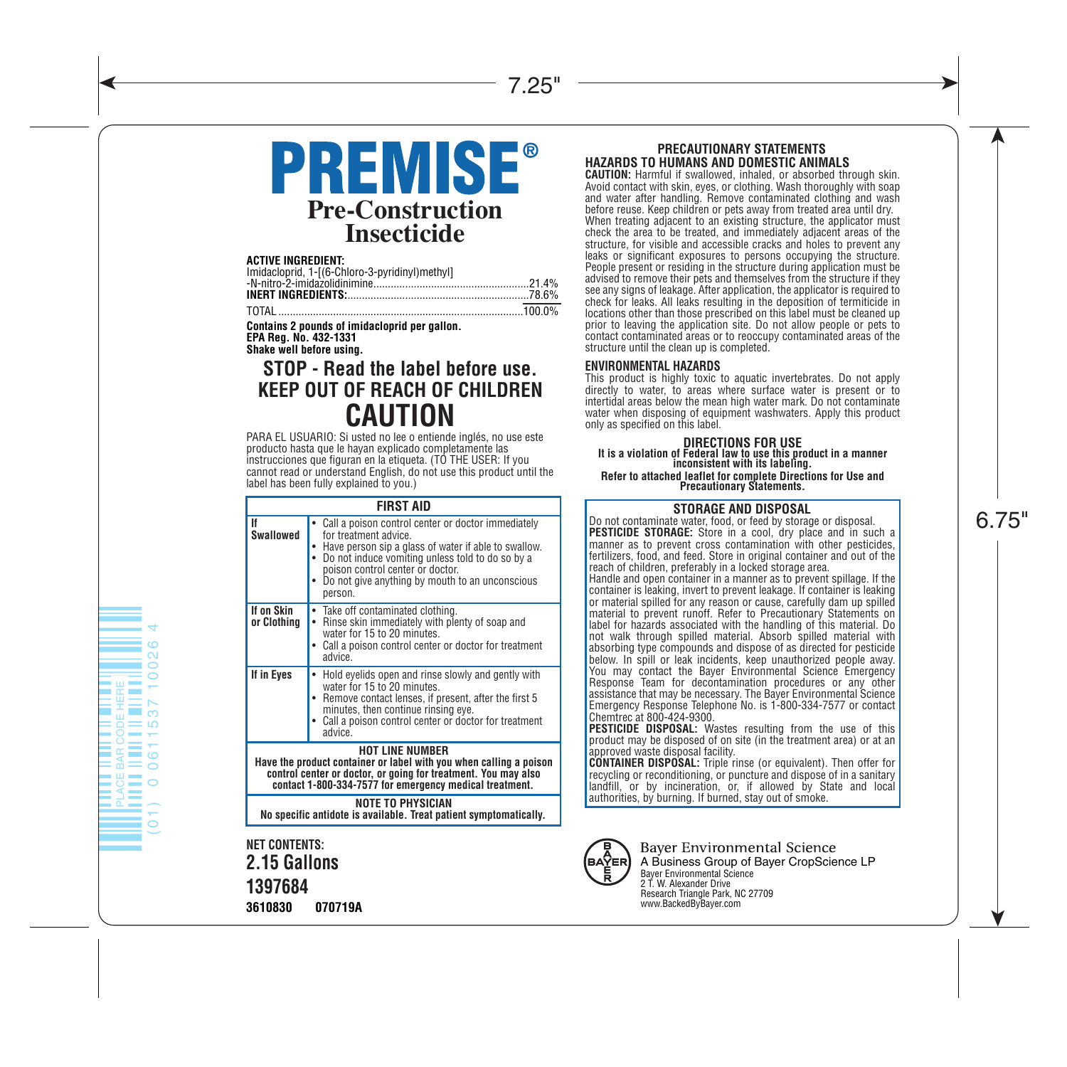# PREMISE®

## Pre-Construction Insecticide

**ACTIVE INGREDIENT:**

Imidacloprid, 1-[(6-Chloro-3-pyridinyl)methyl]-N-nitro-2-imidazolidinimine....................................................21.4%

**INERT INGREDIENTS:**..............................................................78.6%

TOTAL.....................................................................................100.0%

**Contains 2 pounds of imidacloprid per gallon.**
**EPA Reg. No. 432-1331**
**Shake well before using.**

## STOP - Read the label before use.
## KEEP OUT OF REACH OF CHILDREN
# CAUTION

PARA EL USUARIO: Si usted no lee o entiende inglés, no use este producto hasta que le hayan explicado completamente las instrucciones que figuran en la etiqueta. (TO THE USER: If you cannot read or understand English, do not use this product until the label has been fully explained to you.)

| FIRST AID | |
|---|---|
| **If Swallowed** | • Call a poison control center or doctor immediately for treatment advice.<br>• Have person sip a glass of water if able to swallow.<br>• Do not induce vomiting unless told to do so by a poison control center or doctor.<br>• Do not give anything by mouth to an unconscious person. |
| **If on Skin or Clothing** | • Take off contaminated clothing.<br>• Rinse skin immediately with plenty of soap and water for 15 to 20 minutes.<br>• Call a poison control center or doctor for treatment advice. |
| **If in Eyes** | • Hold eyelids open and rinse slowly and gently with water for 15 to 20 minutes.<br>• Remove contact lenses, if present, after the first 5 minutes, then continue rinsing eye.<br>• Call a poison control center or doctor for treatment advice. |
| **HOT LINE NUMBER**<br>**Have the product container or label with you when calling a poison control center or doctor, or going for treatment. You may also contact 1-800-334-7577 for emergency medical treatment.** | |
| **NOTE TO PHYSICIAN**<br>**No specific antidote is available. Treat patient symptomatically.** | |

**NET CONTENTS:**
**2.15 Gallons**

**1397684**

**3610830 070719A**

PLACE BAR CODE HERE

(01) 0 0611537 10026 4

## PRECAUTIONARY STATEMENTS
### HAZARDS TO HUMANS AND DOMESTIC ANIMALS

**CAUTION:** Harmful if swallowed, inhaled, or absorbed through skin. Avoid contact with skin, eyes, or clothing. Wash thoroughly with soap and water after handling. Remove contaminated clothing and wash before reuse. Keep children or pets away from treated area until dry. When treating adjacent to an existing structure, the applicator must check the area to be treated, and immediately adjacent areas of the structure, for visible and accessible cracks and holes to prevent any leaks or significant exposures to persons occupying the structure. People present or residing in the structure during application must be advised to remove their pets and themselves from the structure if they see any signs of leakage. After application, the applicator is required to check for leaks. All leaks resulting in the deposition of termiticide in locations other than those prescribed on this label must be cleaned up prior to leaving the application site. Do not allow people or pets to contact contaminated areas or to reoccupy contaminated areas of the structure until the clean up is completed.

### ENVIRONMENTAL HAZARDS

This product is highly toxic to aquatic invertebrates. Do not apply directly to water, to areas where surface water is present or to intertidal areas below the mean high water mark. Do not contaminate water when disposing of equipment washwaters. Apply this product only as specified on this label.

## DIRECTIONS FOR USE

**It is a violation of Federal law to use this product in a manner inconsistent with its labeling.**

**Refer to attached leaflet for complete Directions for Use and Precautionary Statements.**

## STORAGE AND DISPOSAL

Do not contaminate water, food, or feed by storage or disposal.

**PESTICIDE STORAGE:** Store in a cool, dry place and in such a manner as to prevent cross contamination with other pesticides, fertilizers, food, and feed. Store in original container and out of the reach of children, preferably in a locked storage area.

Handle and open container in a manner as to prevent spillage. If the container is leaking, invert to prevent leakage. If container is leaking or material spilled for any reason or cause, carefully dam up spilled material to prevent runoff. Refer to Precautionary Statements on label for hazards associated with the handling of this material. Do not walk through spilled material. Absorb spilled material with absorbing type compounds and dispose of as directed for pesticide below. In spill or leak incidents, keep unauthorized people away. You may contact the Bayer Environmental Science Emergency Response Team for decontamination procedures or any other assistance that may be necessary. The Bayer Environmental Science Emergency Response Telephone No. is 1-800-334-7577 or contact Chemtrec at 800-424-9300.

**PESTICIDE DISPOSAL:** Wastes resulting from the use of this product may be disposed of on site (in the treatment area) or at an approved waste disposal facility.

**CONTAINER DISPOSAL:** Triple rinse (or equivalent). Then offer for recycling or reconditioning, or puncture and dispose of in a sanitary landfill, or by incineration, or, if allowed by State and local authorities, by burning. If burned, stay out of smoke.

BAYER

Bayer Environmental Science
A Business Group of Bayer CropScience LP
Bayer Environmental Science
2 T. W. Alexander Drive
Research Triangle Park, NC 27709
www.BackedByBayer.com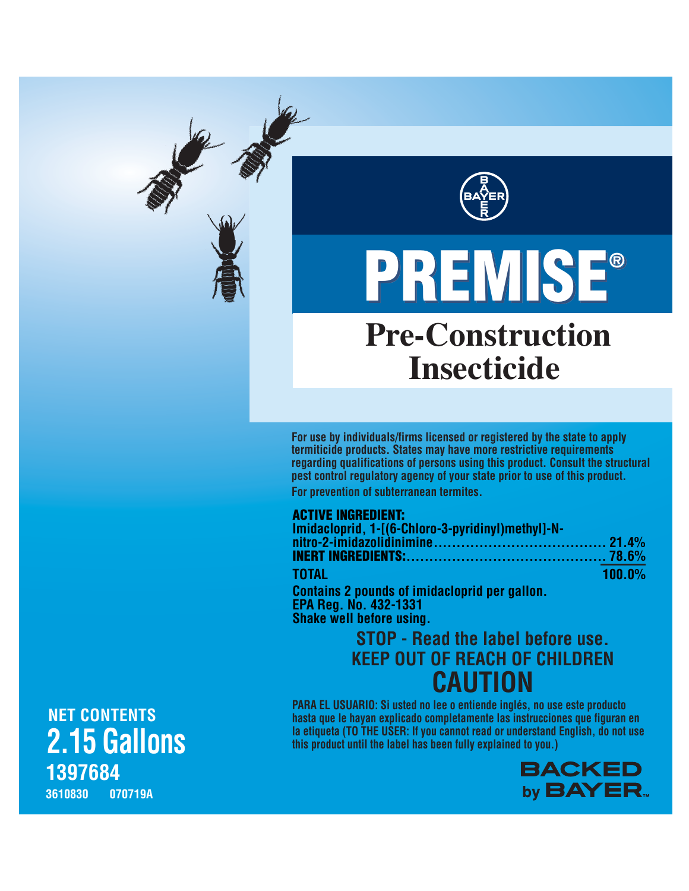BAYER

# PREMISE®

## Pre-Construction Insecticide

**For use by individuals/firms licensed or registered by the state to apply termiticide products. States may have more restrictive requirements regarding qualifications of persons using this product. Consult the structural pest control regulatory agency of your state prior to use of this product.**

**For prevention of subterranean termites.**

| **ACTIVE INGREDIENT:** | |
|---|---|
| **Imidacloprid, 1-[(6-Chloro-3-pyridinyl)methyl]-N-nitro-2-imidazolidinimine** | **21.4%** |
| **INERT INGREDIENTS:** | **78.6%** |
| **TOTAL** | **100.0%** |

**Contains 2 pounds of imidacloprid per gallon.**
**EPA Reg. No. 432-1331**
**Shake well before using.**

**STOP - Read the label before use.**

**KEEP OUT OF REACH OF CHILDREN**

# CAUTION

**PARA EL USUARIO: Si usted no lee o entiende inglés, no use este producto hasta que le hayan explicado completamente las instrucciones que figuran en la etiqueta (TO THE USER: If you cannot read or understand English, do not use this product until the label has been fully explained to you.)**

**NET CONTENTS**
**2.15 Gallons**

**1397684**

**3610830 070719A**

**BACKED by BAYER™**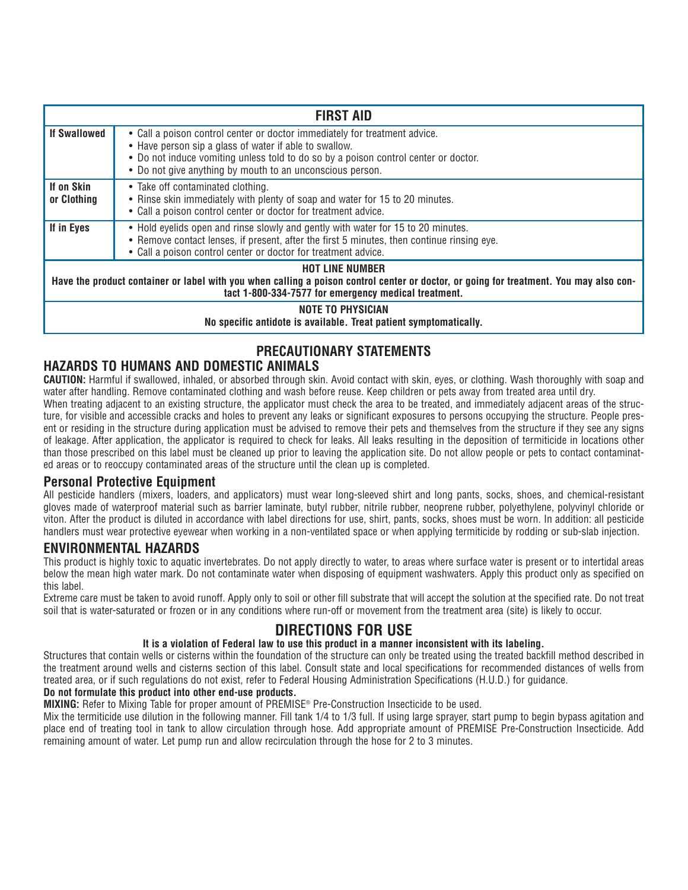| FIRST AID | |
|---|---|
| **If Swallowed** | • Call a poison control center or doctor immediately for treatment advice.<br>• Have person sip a glass of water if able to swallow.<br>• Do not induce vomiting unless told to do so by a poison control center or doctor.<br>• Do not give anything by mouth to an unconscious person. |
| **If on Skin or Clothing** | • Take off contaminated clothing.<br>• Rinse skin immediately with plenty of soap and water for 15 to 20 minutes.<br>• Call a poison control center or doctor for treatment advice. |
| **If in Eyes** | • Hold eyelids open and rinse slowly and gently with water for 15 to 20 minutes.<br>• Remove contact lenses, if present, after the first 5 minutes, then continue rinsing eye.<br>• Call a poison control center or doctor for treatment advice. |
| **HOT LINE NUMBER**<br>**Have the product container or label with you when calling a poison control center or doctor, or going for treatment. You may also contact 1-800-334-7577 for emergency medical treatment.** | |
| **NOTE TO PHYSICIAN**<br>**No specific antidote is available. Treat patient symptomatically.** | |

## PRECAUTIONARY STATEMENTS

### HAZARDS TO HUMANS AND DOMESTIC ANIMALS

**CAUTION:** Harmful if swallowed, inhaled, or absorbed through skin. Avoid contact with skin, eyes, or clothing. Wash thoroughly with soap and water after handling. Remove contaminated clothing and wash before reuse. Keep children or pets away from treated area until dry.

When treating adjacent to an existing structure, the applicator must check the area to be treated, and immediately adjacent areas of the structure, for visible and accessible cracks and holes to prevent any leaks or significant exposures to persons occupying the structure. People present or residing in the structure during application must be advised to remove their pets and themselves from the structure if they see any signs of leakage. After application, the applicator is required to check for leaks. All leaks resulting in the deposition of termiticide in locations other than those prescribed on this label must be cleaned up prior to leaving the application site. Do not allow people or pets to contact contaminated areas or to reoccupy contaminated areas of the structure until the clean up is completed.

### Personal Protective Equipment

All pesticide handlers (mixers, loaders, and applicators) must wear long-sleeved shirt and long pants, socks, shoes, and chemical-resistant gloves made of waterproof material such as barrier laminate, butyl rubber, nitrile rubber, neoprene rubber, polyethylene, polyvinyl chloride or viton. After the product is diluted in accordance with label directions for use, shirt, pants, socks, shoes must be worn. In addition: all pesticide handlers must wear protective eyewear when working in a non-ventilated space or when applying termiticide by rodding or sub-slab injection.

### ENVIRONMENTAL HAZARDS

This product is highly toxic to aquatic invertebrates. Do not apply directly to water, to areas where surface water is present or to intertidal areas below the mean high water mark. Do not contaminate water when disposing of equipment washwaters. Apply this product only as specified on this label.

Extreme care must be taken to avoid runoff. Apply only to soil or other fill substrate that will accept the solution at the specified rate. Do not treat soil that is water-saturated or frozen or in any conditions where run-off or movement from the treatment area (site) is likely to occur.

## DIRECTIONS FOR USE

**It is a violation of Federal law to use this product in a manner inconsistent with its labeling.**

Structures that contain wells or cisterns within the foundation of the structure can only be treated using the treated backfill method described in the treatment around wells and cisterns section of this label. Consult state and local specifications for recommended distances of wells from treated area, or if such regulations do not exist, refer to Federal Housing Administration Specifications (H.U.D.) for guidance.

**Do not formulate this product into other end-use products.**

**MIXING:** Refer to Mixing Table for proper amount of PREMISE® Pre-Construction Insecticide to be used.

Mix the termiticide use dilution in the following manner. Fill tank 1/4 to 1/3 full. If using large sprayer, start pump to begin bypass agitation and place end of treating tool in tank to allow circulation through hose. Add appropriate amount of PREMISE Pre-Construction Insecticide. Add remaining amount of water. Let pump run and allow recirculation through the hose for 2 to 3 minutes.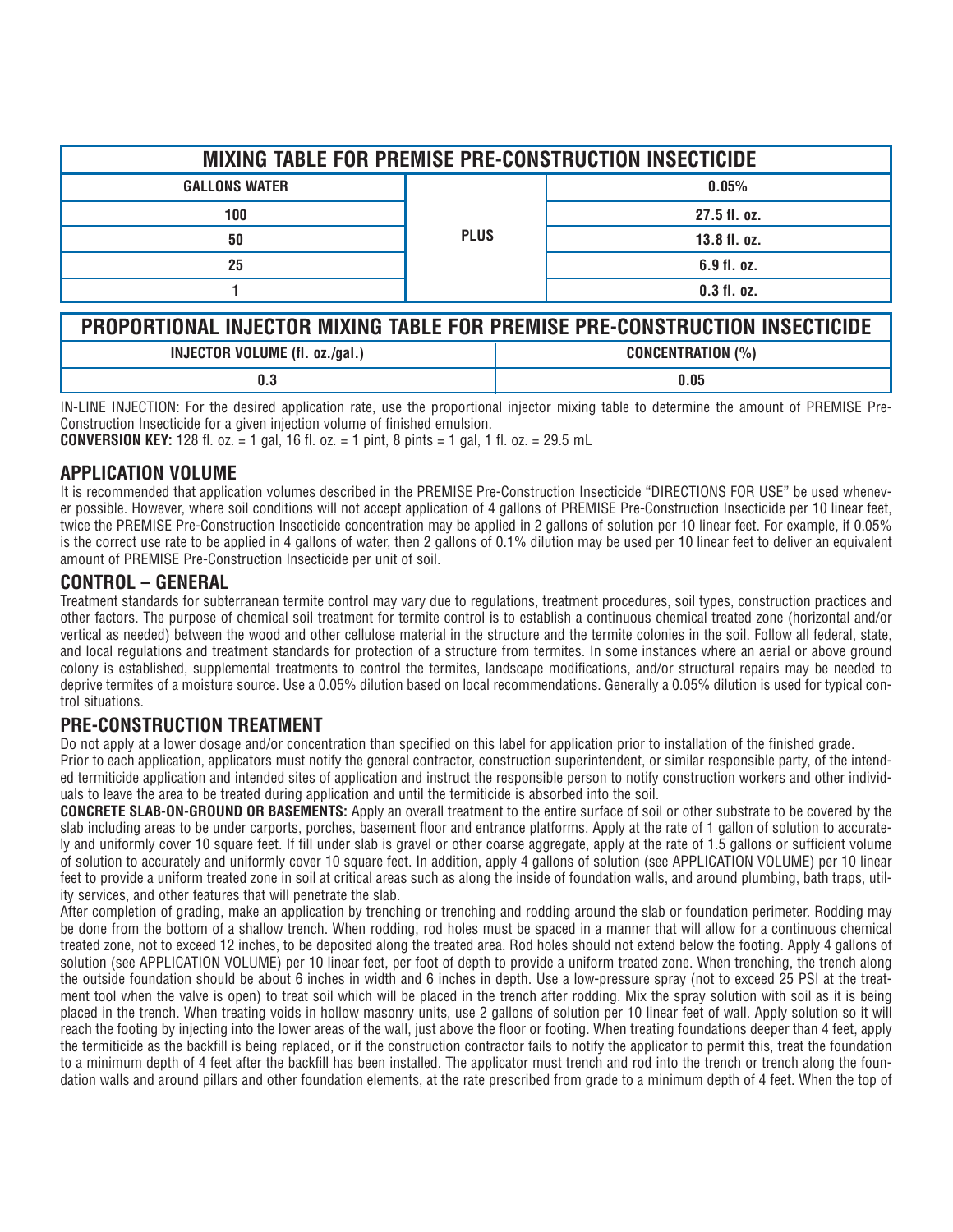| MIXING TABLE FOR PREMISE PRE-CONSTRUCTION INSECTICIDE | | |
|---|---|---|
| **GALLONS WATER** | | **0.05%** |
| 100 | PLUS | 27.5 fl. oz. |
| 50 | | 13.8 fl. oz. |
| 25 | | 6.9 fl. oz. |
| 1 | | 0.3 fl. oz. |

| PROPORTIONAL INJECTOR MIXING TABLE FOR PREMISE PRE-CONSTRUCTION INSECTICIDE | |
|---|---|
| **INJECTOR VOLUME (fl. oz./gal.)** | **CONCENTRATION (%)** |
| 0.3 | 0.05 |

IN-LINE INJECTION: For the desired application rate, use the proportional injector mixing table to determine the amount of PREMISE Pre-Construction Insecticide for a given injection volume of finished emulsion.

**CONVERSION KEY:** 128 fl. oz. = 1 gal, 16 fl. oz. = 1 pint, 8 pints = 1 gal, 1 fl. oz. = 29.5 mL

## APPLICATION VOLUME

It is recommended that application volumes described in the PREMISE Pre-Construction Insecticide "DIRECTIONS FOR USE" be used whenever possible. However, where soil conditions will not accept application of 4 gallons of PREMISE Pre-Construction Insecticide per 10 linear feet, twice the PREMISE Pre-Construction Insecticide concentration may be applied in 2 gallons of solution per 10 linear feet. For example, if 0.05% is the correct use rate to be applied in 4 gallons of water, then 2 gallons of 0.1% dilution may be used per 10 linear feet to deliver an equivalent amount of PREMISE Pre-Construction Insecticide per unit of soil.

## CONTROL – GENERAL

Treatment standards for subterranean termite control may vary due to regulations, treatment procedures, soil types, construction practices and other factors. The purpose of chemical soil treatment for termite control is to establish a continuous chemical treated zone (horizontal and/or vertical as needed) between the wood and other cellulose material in the structure and the termite colonies in the soil. Follow all federal, state, and local regulations and treatment standards for protection of a structure from termites. In some instances where an aerial or above ground colony is established, supplemental treatments to control the termites, landscape modifications, and/or structural repairs may be needed to deprive termites of a moisture source. Use a 0.05% dilution based on local recommendations. Generally a 0.05% dilution is used for typical control situations.

## PRE-CONSTRUCTION TREATMENT

Do not apply at a lower dosage and/or concentration than specified on this label for application prior to installation of the finished grade.

Prior to each application, applicators must notify the general contractor, construction superintendent, or similar responsible party, of the intended termiticide application and intended sites of application and instruct the responsible person to notify construction workers and other individuals to leave the area to be treated during application and until the termiticide is absorbed into the soil.

**CONCRETE SLAB-ON-GROUND OR BASEMENTS:** Apply an overall treatment to the entire surface of soil or other substrate to be covered by the slab including areas to be under carports, porches, basement floor and entrance platforms. Apply at the rate of 1 gallon of solution to accurately and uniformly cover 10 square feet. If fill under slab is gravel or other coarse aggregate, apply at the rate of 1.5 gallons or sufficient volume of solution to accurately and uniformly cover 10 square feet. In addition, apply 4 gallons of solution (see APPLICATION VOLUME) per 10 linear feet to provide a uniform treated zone in soil at critical areas such as along the inside of foundation walls, and around plumbing, bath traps, utility services, and other features that will penetrate the slab.

After completion of grading, make an application by trenching or trenching and rodding around the slab or foundation perimeter. Rodding may be done from the bottom of a shallow trench. When rodding, rod holes must be spaced in a manner that will allow for a continuous chemical treated zone, not to exceed 12 inches, to be deposited along the treated area. Rod holes should not extend below the footing. Apply 4 gallons of solution (see APPLICATION VOLUME) per 10 linear feet, per foot of depth to provide a uniform treated zone. When trenching, the trench along the outside foundation should be about 6 inches in width and 6 inches in depth. Use a low-pressure spray (not to exceed 25 PSI at the treatment tool when the valve is open) to treat soil which will be placed in the trench after rodding. Mix the spray solution with soil as it is being placed in the trench. When treating voids in hollow masonry units, use 2 gallons of solution per 10 linear feet of wall. Apply solution so it will reach the footing by injecting into the lower areas of the wall, just above the floor or footing. When treating foundations deeper than 4 feet, apply the termiticide as the backfill is being replaced, or if the construction contractor fails to notify the applicator to permit this, treat the foundation to a minimum depth of 4 feet after the backfill has been installed. The applicator must trench and rod into the trench or trench along the foundation walls and around pillars and other foundation elements, at the rate prescribed from grade to a minimum depth of 4 feet. When the top of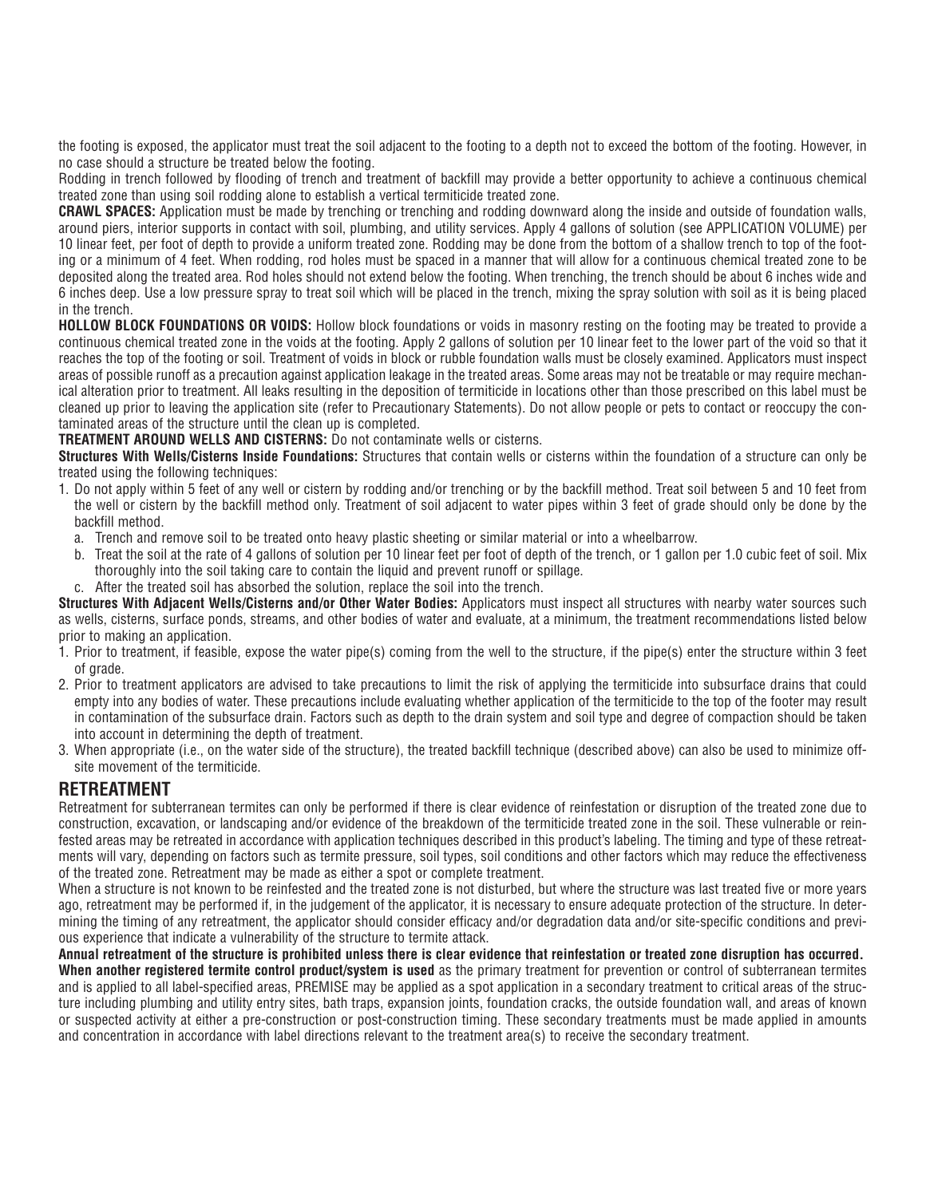the footing is exposed, the applicator must treat the soil adjacent to the footing to a depth not to exceed the bottom of the footing. However, in no case should a structure be treated below the footing.

Rodding in trench followed by flooding of trench and treatment of backfill may provide a better opportunity to achieve a continuous chemical treated zone than using soil rodding alone to establish a vertical termiticide treated zone.

**CRAWL SPACES:** Application must be made by trenching or trenching and rodding downward along the inside and outside of foundation walls, around piers, interior supports in contact with soil, plumbing, and utility services. Apply 4 gallons of solution (see APPLICATION VOLUME) per 10 linear feet, per foot of depth to provide a uniform treated zone. Rodding may be done from the bottom of a shallow trench to top of the footing or a minimum of 4 feet. When rodding, rod holes must be spaced in a manner that will allow for a continuous chemical treated zone to be deposited along the treated area. Rod holes should not extend below the footing. When trenching, the trench should be about 6 inches wide and 6 inches deep. Use a low pressure spray to treat soil which will be placed in the trench, mixing the spray solution with soil as it is being placed in the trench.

**HOLLOW BLOCK FOUNDATIONS OR VOIDS:** Hollow block foundations or voids in masonry resting on the footing may be treated to provide a continuous chemical treated zone in the voids at the footing. Apply 2 gallons of solution per 10 linear feet to the lower part of the void so that it reaches the top of the footing or soil. Treatment of voids in block or rubble foundation walls must be closely examined. Applicators must inspect areas of possible runoff as a precaution against application leakage in the treated areas. Some areas may not be treatable or may require mechanical alteration prior to treatment. All leaks resulting in the deposition of termiticide in locations other than those prescribed on this label must be cleaned up prior to leaving the application site (refer to Precautionary Statements). Do not allow people or pets to contact or reoccupy the contaminated areas of the structure until the clean up is completed.

**TREATMENT AROUND WELLS AND CISTERNS:** Do not contaminate wells or cisterns.

**Structures With Wells/Cisterns Inside Foundations:** Structures that contain wells or cisterns within the foundation of a structure can only be treated using the following techniques:

1. Do not apply within 5 feet of any well or cistern by rodding and/or trenching or by the backfill method. Treat soil between 5 and 10 feet from the well or cistern by the backfill method only. Treatment of soil adjacent to water pipes within 3 feet of grade should only be done by the backfill method.
   a. Trench and remove soil to be treated onto heavy plastic sheeting or similar material or into a wheelbarrow.
   b. Treat the soil at the rate of 4 gallons of solution per 10 linear feet per foot of depth of the trench, or 1 gallon per 1.0 cubic feet of soil. Mix thoroughly into the soil taking care to contain the liquid and prevent runoff or spillage.
   c. After the treated soil has absorbed the solution, replace the soil into the trench.

**Structures With Adjacent Wells/Cisterns and/or Other Water Bodies:** Applicators must inspect all structures with nearby water sources such as wells, cisterns, surface ponds, streams, and other bodies of water and evaluate, at a minimum, the treatment recommendations listed below prior to making an application.

1. Prior to treatment, if feasible, expose the water pipe(s) coming from the well to the structure, if the pipe(s) enter the structure within 3 feet of grade.
2. Prior to treatment applicators are advised to take precautions to limit the risk of applying the termiticide into subsurface drains that could empty into any bodies of water. These precautions include evaluating whether application of the termiticide to the top of the footer may result in contamination of the subsurface drain. Factors such as depth to the drain system and soil type and degree of compaction should be taken into account in determining the depth of treatment.
3. When appropriate (i.e., on the water side of the structure), the treated backfill technique (described above) can also be used to minimize offsite movement of the termiticide.

## RETREATMENT

Retreatment for subterranean termites can only be performed if there is clear evidence of reinfestation or disruption of the treated zone due to construction, excavation, or landscaping and/or evidence of the breakdown of the termiticide treated zone in the soil. These vulnerable or reinfested areas may be retreated in accordance with application techniques described in this product's labeling. The timing and type of these retreatments will vary, depending on factors such as termite pressure, soil types, soil conditions and other factors which may reduce the effectiveness of the treated zone. Retreatment may be made as either a spot or complete treatment.

When a structure is not known to be reinfested and the treated zone is not disturbed, but where the structure was last treated five or more years ago, retreatment may be performed if, in the judgement of the applicator, it is necessary to ensure adequate protection of the structure. In determining the timing of any retreatment, the applicator should consider efficacy and/or degradation data and/or site-specific conditions and previous experience that indicate a vulnerability of the structure to termite attack.

**Annual retreatment of the structure is prohibited unless there is clear evidence that reinfestation or treated zone disruption has occurred.**

**When another registered termite control product/system is used** as the primary treatment for prevention or control of subterranean termites and is applied to all label-specified areas, PREMISE may be applied as a spot application in a secondary treatment to critical areas of the structure including plumbing and utility entry sites, bath traps, expansion joints, foundation cracks, the outside foundation wall, and areas of known or suspected activity at either a pre-construction or post-construction timing. These secondary treatments must be made applied in amounts and concentration in accordance with label directions relevant to the treatment area(s) to receive the secondary treatment.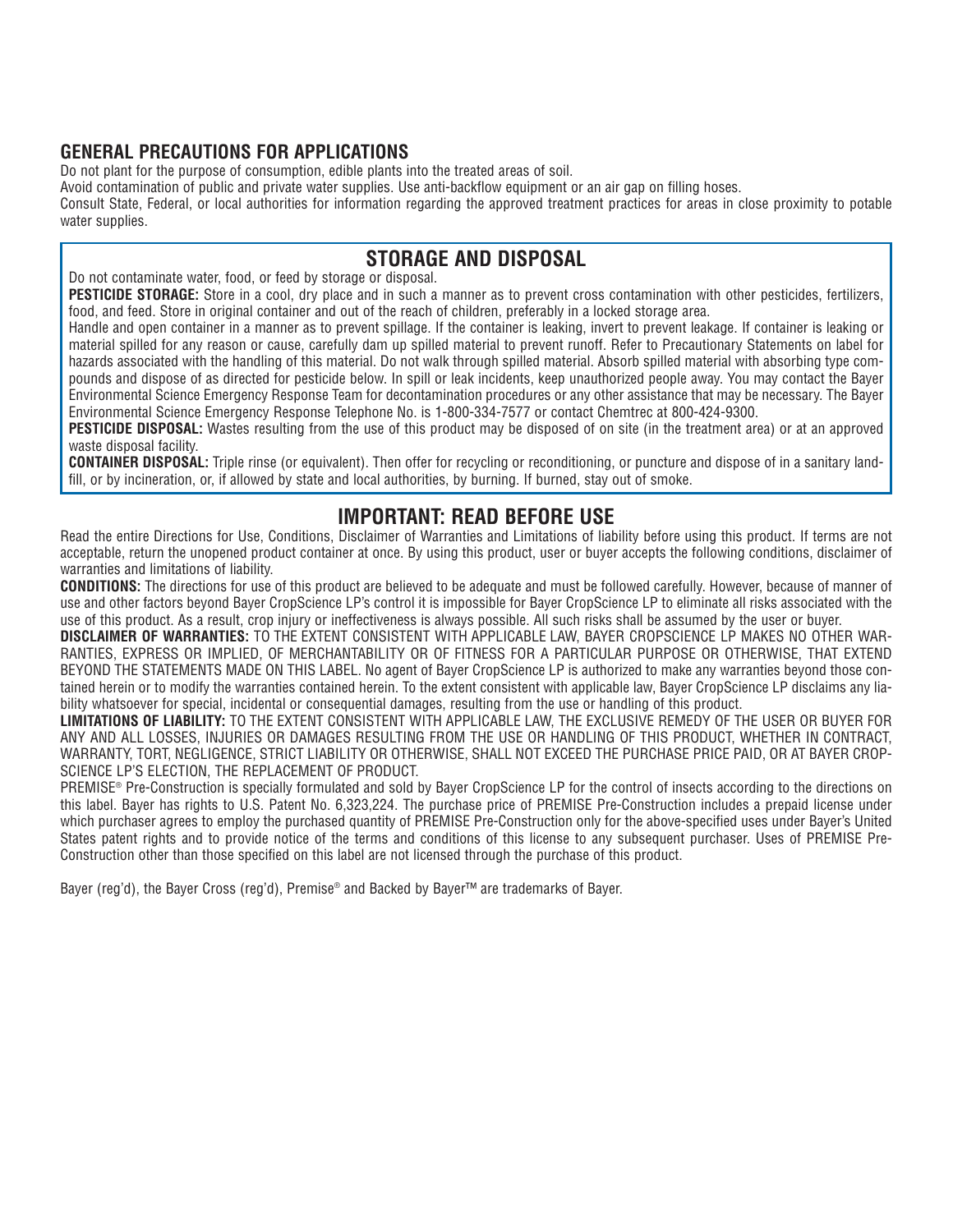## GENERAL PRECAUTIONS FOR APPLICATIONS

Do not plant for the purpose of consumption, edible plants into the treated areas of soil.

Avoid contamination of public and private water supplies. Use anti-backflow equipment or an air gap on filling hoses.

Consult State, Federal, or local authorities for information regarding the approved treatment practices for areas in close proximity to potable water supplies.

## STORAGE AND DISPOSAL

Do not contaminate water, food, or feed by storage or disposal.

**PESTICIDE STORAGE:** Store in a cool, dry place and in such a manner as to prevent cross contamination with other pesticides, fertilizers, food, and feed. Store in original container and out of the reach of children, preferably in a locked storage area.

Handle and open container in a manner as to prevent spillage. If the container is leaking, invert to prevent leakage. If container is leaking or material spilled for any reason or cause, carefully dam up spilled material to prevent runoff. Refer to Precautionary Statements on label for hazards associated with the handling of this material. Do not walk through spilled material. Absorb spilled material with absorbing type compounds and dispose of as directed for pesticide below. In spill or leak incidents, keep unauthorized people away. You may contact the Bayer Environmental Science Emergency Response Team for decontamination procedures or any other assistance that may be necessary. The Bayer Environmental Science Emergency Response Telephone No. is 1-800-334-7577 or contact Chemtrec at 800-424-9300.

**PESTICIDE DISPOSAL:** Wastes resulting from the use of this product may be disposed of on site (in the treatment area) or at an approved waste disposal facility.

**CONTAINER DISPOSAL:** Triple rinse (or equivalent). Then offer for recycling or reconditioning, or puncture and dispose of in a sanitary landfill, or by incineration, or, if allowed by state and local authorities, by burning. If burned, stay out of smoke.

## IMPORTANT: READ BEFORE USE

Read the entire Directions for Use, Conditions, Disclaimer of Warranties and Limitations of liability before using this product. If terms are not acceptable, return the unopened product container at once. By using this product, user or buyer accepts the following conditions, disclaimer of warranties and limitations of liability.

**CONDITIONS:** The directions for use of this product are believed to be adequate and must be followed carefully. However, because of manner of use and other factors beyond Bayer CropScience LP's control it is impossible for Bayer CropScience LP to eliminate all risks associated with the use of this product. As a result, crop injury or ineffectiveness is always possible. All such risks shall be assumed by the user or buyer.

**DISCLAIMER OF WARRANTIES:** TO THE EXTENT CONSISTENT WITH APPLICABLE LAW, BAYER CROPSCIENCE LP MAKES NO OTHER WARRANTIES, EXPRESS OR IMPLIED, OF MERCHANTABILITY OR OF FITNESS FOR A PARTICULAR PURPOSE OR OTHERWISE, THAT EXTEND BEYOND THE STATEMENTS MADE ON THIS LABEL. No agent of Bayer CropScience LP is authorized to make any warranties beyond those contained herein or to modify the warranties contained herein. To the extent consistent with applicable law, Bayer CropScience LP disclaims any liability whatsoever for special, incidental or consequential damages, resulting from the use or handling of this product.

**LIMITATIONS OF LIABILITY:** TO THE EXTENT CONSISTENT WITH APPLICABLE LAW, THE EXCLUSIVE REMEDY OF THE USER OR BUYER FOR ANY AND ALL LOSSES, INJURIES OR DAMAGES RESULTING FROM THE USE OR HANDLING OF THIS PRODUCT, WHETHER IN CONTRACT, WARRANTY, TORT, NEGLIGENCE, STRICT LIABILITY OR OTHERWISE, SHALL NOT EXCEED THE PURCHASE PRICE PAID, OR AT BAYER CROPSCIENCE LP'S ELECTION, THE REPLACEMENT OF PRODUCT.

PREMISE® Pre-Construction is specially formulated and sold by Bayer CropScience LP for the control of insects according to the directions on this label. Bayer has rights to U.S. Patent No. 6,323,224. The purchase price of PREMISE Pre-Construction includes a prepaid license under which purchaser agrees to employ the purchased quantity of PREMISE Pre-Construction only for the above-specified uses under Bayer's United States patent rights and to provide notice of the terms and conditions of this license to any subsequent purchaser. Uses of PREMISE Pre-Construction other than those specified on this label are not licensed through the purchase of this product.

Bayer (reg'd), the Bayer Cross (reg'd), Premise® and Backed by Bayer™ are trademarks of Bayer.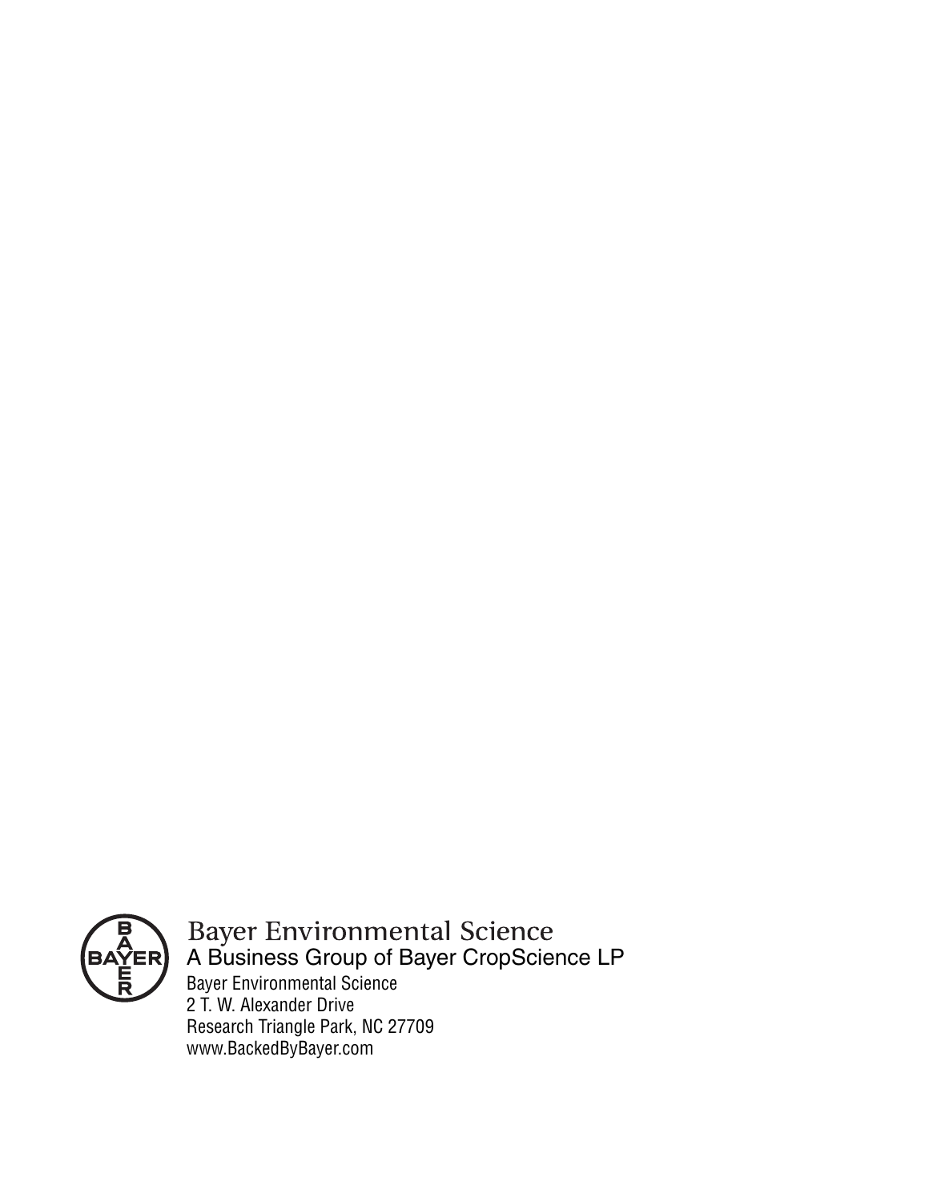Bayer Environmental Science

A Business Group of Bayer CropScience LP

Bayer Environmental Science
2 T. W. Alexander Drive
Research Triangle Park, NC 27709
www.BackedByBayer.com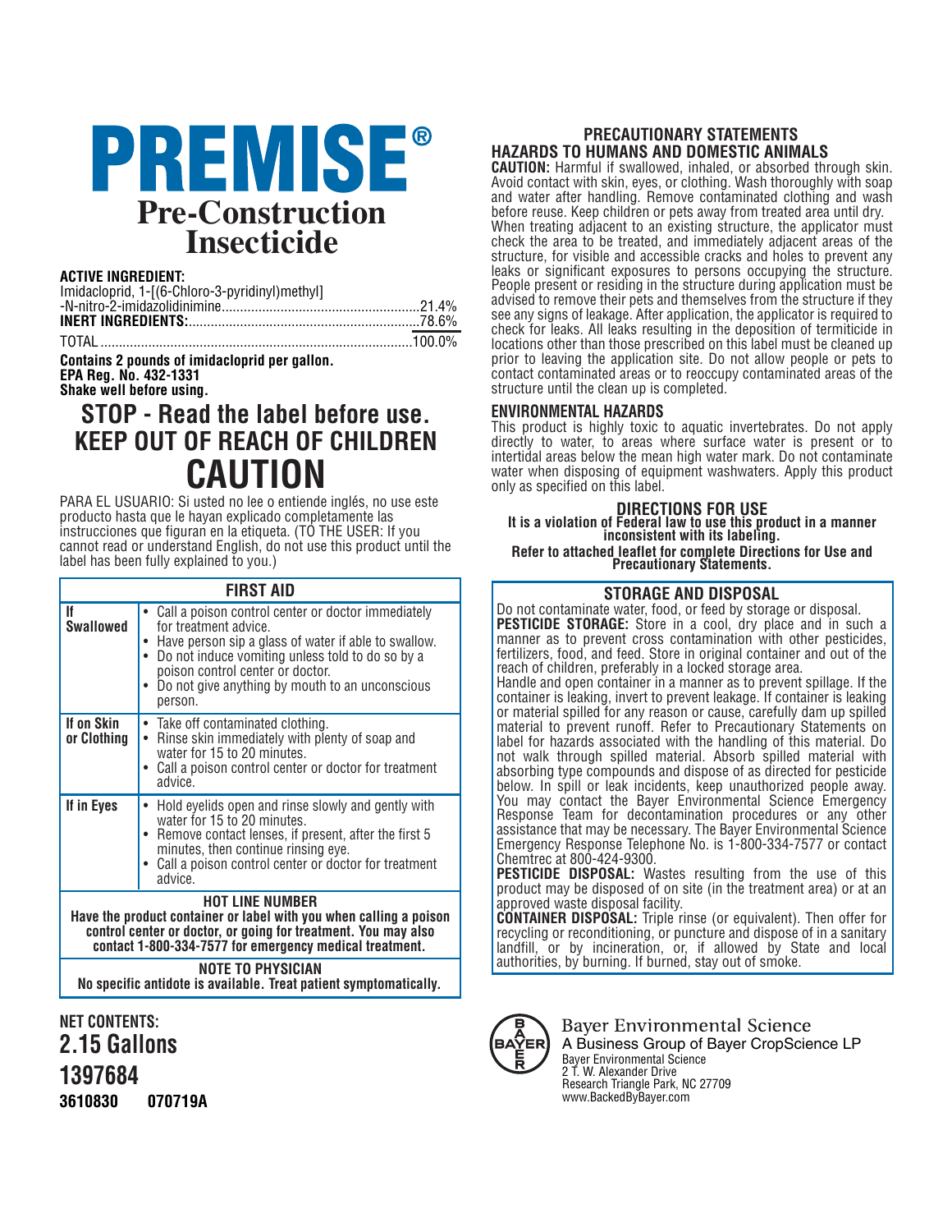# PREMISE®

## Pre-Construction Insecticide

**ACTIVE INGREDIENT:**

| | |
|---|---|
| Imidacloprid, 1-[(6-Chloro-3-pyridinyl)methyl]-N-nitro-2-imidazolidinimine | 21.4% |
| **INERT INGREDIENTS:** | 78.6% |
| TOTAL | 100.0% |

**Contains 2 pounds of imidacloprid per gallon.**
**EPA Reg. No. 432-1331**
**Shake well before using.**

## STOP - Read the label before use.
## KEEP OUT OF REACH OF CHILDREN
# CAUTION

PARA EL USUARIO: Si usted no lee o entiende inglés, no use este producto hasta que le hayan explicado completamente las instrucciones que figuran en la etiqueta. (TO THE USER: If you cannot read or understand English, do not use this product until the label has been fully explained to you.)

| FIRST AID | |
|---|---|
| **If Swallowed** | • Call a poison control center or doctor immediately for treatment advice.<br>• Have person sip a glass of water if able to swallow.<br>• Do not induce vomiting unless told to do so by a poison control center or doctor.<br>• Do not give anything by mouth to an unconscious person. |
| **If on Skin or Clothing** | • Take off contaminated clothing.<br>• Rinse skin immediately with plenty of soap and water for 15 to 20 minutes.<br>• Call a poison control center or doctor for treatment advice. |
| **If in Eyes** | • Hold eyelids open and rinse slowly and gently with water for 15 to 20 minutes.<br>• Remove contact lenses, if present, after the first 5 minutes, then continue rinsing eye.<br>• Call a poison control center or doctor for treatment advice. |

**HOT LINE NUMBER**
**Have the product container or label with you when calling a poison control center or doctor, or going for treatment. You may also contact 1-800-334-7577 for emergency medical treatment.**

**NOTE TO PHYSICIAN**
**No specific antidote is available. Treat patient symptomatically.**

**NET CONTENTS:**
**2.15 Gallons**
**1397684**
**3610830 070719A**

### PRECAUTIONARY STATEMENTS
### HAZARDS TO HUMANS AND DOMESTIC ANIMALS

**CAUTION:** Harmful if swallowed, inhaled, or absorbed through skin. Avoid contact with skin, eyes, or clothing. Wash thoroughly with soap and water after handling. Remove contaminated clothing and wash before reuse. Keep children or pets away from treated area until dry.
When treating adjacent to an existing structure, the applicator must check the area to be treated, and immediately adjacent areas of the structure, for visible and accessible cracks and holes to prevent any leaks or significant exposures to persons occupying the structure. People present or residing in the structure during application must be advised to remove their pets and themselves from the structure if they see any signs of leakage. After application, the applicator is required to check for leaks. All leaks resulting in the deposition of termiticide in locations other than those prescribed on this label must be cleaned up prior to leaving the application site. Do not allow people or pets to contact contaminated areas or to reoccupy contaminated areas of the structure until the clean up is completed.

### ENVIRONMENTAL HAZARDS

This product is highly toxic to aquatic invertebrates. Do not apply directly to water, to areas where surface water is present or to intertidal areas below the mean high water mark. Do not contaminate water when disposing of equipment washwaters. Apply this product only as specified on this label.

### DIRECTIONS FOR USE

**It is a violation of Federal law to use this product in a manner inconsistent with its labeling.**
**Refer to attached leaflet for complete Directions for Use and Precautionary Statements.**

### STORAGE AND DISPOSAL

Do not contaminate water, food, or feed by storage or disposal.
**PESTICIDE STORAGE:** Store in a cool, dry place and in such a manner as to prevent cross contamination with other pesticides, fertilizers, food, and feed. Store in original container and out of the reach of children, preferably in a locked storage area.
Handle and open container in a manner as to prevent spillage. If the container is leaking, invert to prevent leakage. If container is leaking or material spilled for any reason or cause, carefully dam up spilled material to prevent runoff. Refer to Precautionary Statements on label for hazards associated with the handling of this material. Do not walk through spilled material. Absorb spilled material with absorbing type compounds and dispose of as directed for pesticide below. In spill or leak incidents, keep unauthorized people away. You may contact the Bayer Environmental Science Emergency Response Team for decontamination procedures or any other assistance that may be necessary. The Bayer Environmental Science Emergency Response Telephone No. is 1-800-334-7577 or contact Chemtrec at 800-424-9300.
**PESTICIDE DISPOSAL:** Wastes resulting from the use of this product may be disposed of on site (in the treatment area) or at an approved waste disposal facility.
**CONTAINER DISPOSAL:** Triple rinse (or equivalent). Then offer for recycling or reconditioning, or puncture and dispose of in a sanitary landfill, or by incineration, or, if allowed by State and local authorities, by burning. If burned, stay out of smoke.

Bayer Environmental Science
A Business Group of Bayer CropScience LP
Bayer Environmental Science
2 T. W. Alexander Drive
Research Triangle Park, NC 27709
www.BackedByBayer.com